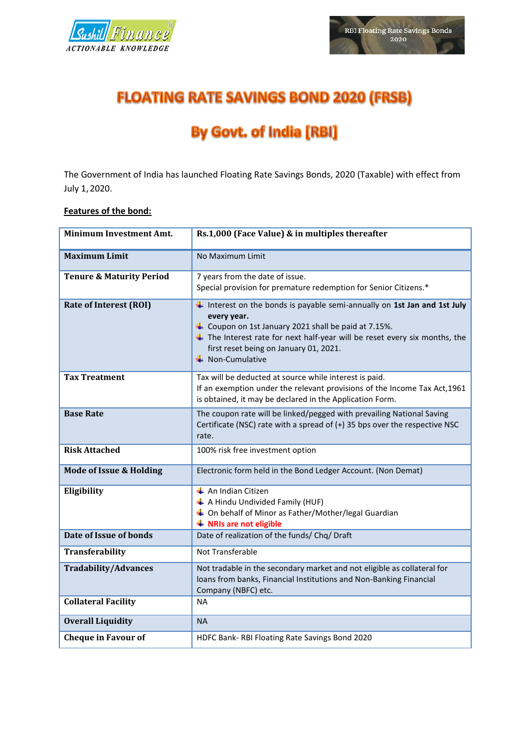# FLOATING RATE SAVINGS BOND 2020 (FRSB)

# By Govt. of India [RBI]

The Government of India has launched Floating Rate Savings Bonds, 2020 (Taxable) with effect from July 1, 2020.

**Features of the bond:**

| Minimum Investment Amt. | Rs.1,000 (Face Value) & in multiples thereafter |
|---|---|
| **Maximum Limit** | No Maximum Limit |
| **Tenure & Maturity Period** | 7 years from the date of issue.<br>Special provision for premature redemption for Senior Citizens.* |
| **Rate of Interest (ROI)** | - Interest on the bonds is payable semi-annually on **1st Jan and 1st July every year.**<br>- Coupon on 1st January 2021 shall be paid at 7.15%.<br>- The Interest rate for next half-year will be reset every six months, the first reset being on January 01, 2021.<br>- Non-Cumulative |
| **Tax Treatment** | Tax will be deducted at source while interest is paid.<br>If an exemption under the relevant provisions of the Income Tax Act,1961 is obtained, it may be declared in the Application Form. |
| **Base Rate** | The coupon rate will be linked/pegged with prevailing National Saving Certificate (NSC) rate with a spread of (+) 35 bps over the respective NSC rate. |
| **Risk Attached** | 100% risk free investment option |
| **Mode of Issue & Holding** | Electronic form held in the Bond Ledger Account. (Non Demat) |
| **Eligibility** | - An Indian Citizen<br>- A Hindu Undivided Family (HUF)<br>- On behalf of Minor as Father/Mother/legal Guardian<br>- **NRIs are not eligible** |
| **Date of Issue of bonds** | Date of realization of the funds/ Chq/ Draft |
| **Transferability** | Not Transferable |
| **Tradability/Advances** | Not tradable in the secondary market and not eligible as collateral for loans from banks, Financial Institutions and Non-Banking Financial Company (NBFC) etc. |
| **Collateral Facility** | NA |
| **Overall Liquidity** | NA |
| **Cheque in Favour of** | HDFC Bank- RBI Floating Rate Savings Bond 2020 |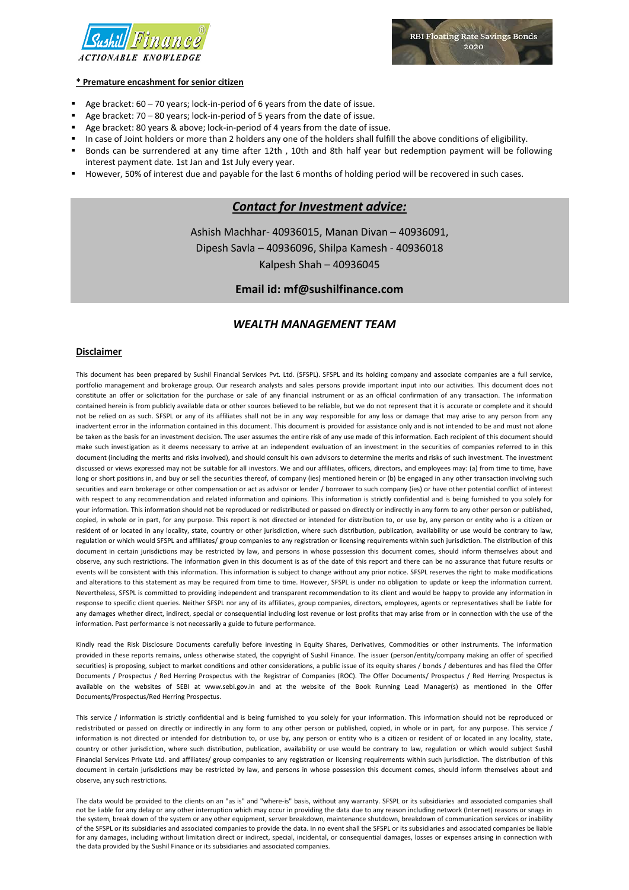**\* Premature encashment for senior citizen**

- Age bracket: 60 – 70 years; lock-in-period of 6 years from the date of issue.
- Age bracket: 70 – 80 years; lock-in-period of 5 years from the date of issue.
- Age bracket: 80 years & above; lock-in-period of 4 years from the date of issue.
- In case of Joint holders or more than 2 holders any one of the holders shall fulfill the above conditions of eligibility.
- Bonds can be surrendered at any time after 12th , 10th and 8th half year but redemption payment will be following interest payment date. 1st Jan and 1st July every year.
- However, 50% of interest due and payable for the last 6 months of holding period will be recovered in such cases.

## *Contact for Investment advice:*

Ashish Machhar- 40936015, Manan Divan – 40936091,
Dipesh Savla – 40936096, Shilpa Kamesh - 40936018
Kalpesh Shah – 40936045

**Email id: mf@sushilfinance.com**

## *WEALTH MANAGEMENT TEAM*

**Disclaimer**

This document has been prepared by Sushil Financial Services Pvt. Ltd. (SFSPL). SFSPL and its holding company and associate companies are a full service, portfolio management and brokerage group. Our research analysts and sales persons provide important input into our activities. This document does not constitute an offer or solicitation for the purchase or sale of any financial instrument or as an official confirmation of any transaction. The information contained herein is from publicly available data or other sources believed to be reliable, but we do not represent that it is accurate or complete and it should not be relied on as such. SFSPL or any of its affiliates shall not be in any way responsible for any loss or damage that may arise to any person from any inadvertent error in the information contained in this document. This document is provided for assistance only and is not intended to be and must not alone be taken as the basis for an investment decision. The user assumes the entire risk of any use made of this information. Each recipient of this document should make such investigation as it deems necessary to arrive at an independent evaluation of an investment in the securities of companies referred to in this document (including the merits and risks involved), and should consult his own advisors to determine the merits and risks of such investment. The investment discussed or views expressed may not be suitable for all investors. We and our affiliates, officers, directors, and employees may: (a) from time to time, have long or short positions in, and buy or sell the securities thereof, of company (ies) mentioned herein or (b) be engaged in any other transaction involving such securities and earn brokerage or other compensation or act as advisor or lender / borrower to such company (ies) or have other potential conflict of interest with respect to any recommendation and related information and opinions. This information is strictly confidential and is being furnished to you solely for your information. This information should not be reproduced or redistributed or passed on directly or indirectly in any form to any other person or published, copied, in whole or in part, for any purpose. This report is not directed or intended for distribution to, or use by, any person or entity who is a citizen or resident of or located in any locality, state, country or other jurisdiction, where such distribution, publication, availability or use would be contrary to law, regulation or which would SFSPL and affiliates/ group companies to any registration or licensing requirements within such jurisdiction. The distribution of this document in certain jurisdictions may be restricted by law, and persons in whose possession this document comes, should inform themselves about and observe, any such restrictions. The information given in this document is as of the date of this report and there can be no assurance that future results or events will be consistent with this information. This information is subject to change without any prior notice. SFSPL reserves the right to make modifications and alterations to this statement as may be required from time to time. However, SFSPL is under no obligation to update or keep the information current. Nevertheless, SFSPL is committed to providing independent and transparent recommendation to its client and would be happy to provide any information in response to specific client queries. Neither SFSPL nor any of its affiliates, group companies, directors, employees, agents or representatives shall be liable for any damages whether direct, indirect, special or consequential including lost revenue or lost profits that may arise from or in connection with the use of the information. Past performance is not necessarily a guide to future performance.

Kindly read the Risk Disclosure Documents carefully before investing in Equity Shares, Derivatives, Commodities or other instruments. The information provided in these reports remains, unless otherwise stated, the copyright of Sushil Finance. The issuer (person/entity/company making an offer of specified securities) is proposing, subject to market conditions and other considerations, a public issue of its equity shares / bonds / debentures and has filed the Offer Documents / Prospectus / Red Herring Prospectus with the Registrar of Companies (ROC). The Offer Documents/ Prospectus / Red Herring Prospectus is available on the websites of SEBI at www.sebi.gov.in and at the website of the Book Running Lead Manager(s) as mentioned in the Offer Documents/Prospectus/Red Herring Prospectus.

This service / information is strictly confidential and is being furnished to you solely for your information. This information should not be reproduced or redistributed or passed on directly or indirectly in any form to any other person or published, copied, in whole or in part, for any purpose. This service / information is not directed or intended for distribution to, or use by, any person or entity who is a citizen or resident of or located in any locality, state, country or other jurisdiction, where such distribution, publication, availability or use would be contrary to law, regulation or which would subject Sushil Financial Services Private Ltd. and affiliates/ group companies to any registration or licensing requirements within such jurisdiction. The distribution of this document in certain jurisdictions may be restricted by law, and persons in whose possession this document comes, should inform themselves about and observe, any such restrictions.

The data would be provided to the clients on an "as is" and "where-is" basis, without any warranty. SFSPL or its subsidiaries and associated companies shall not be liable for any delay or any other interruption which may occur in providing the data due to any reason including network (Internet) reasons or snags in the system, break down of the system or any other equipment, server breakdown, maintenance shutdown, breakdown of communication services or inability of the SFSPL or its subsidiaries and associated companies to provide the data. In no event shall the SFSPL or its subsidiaries and associated companies be liable for any damages, including without limitation direct or indirect, special, incidental, or consequential damages, losses or expenses arising in connection with the data provided by the Sushil Finance or its subsidiaries and associated companies.